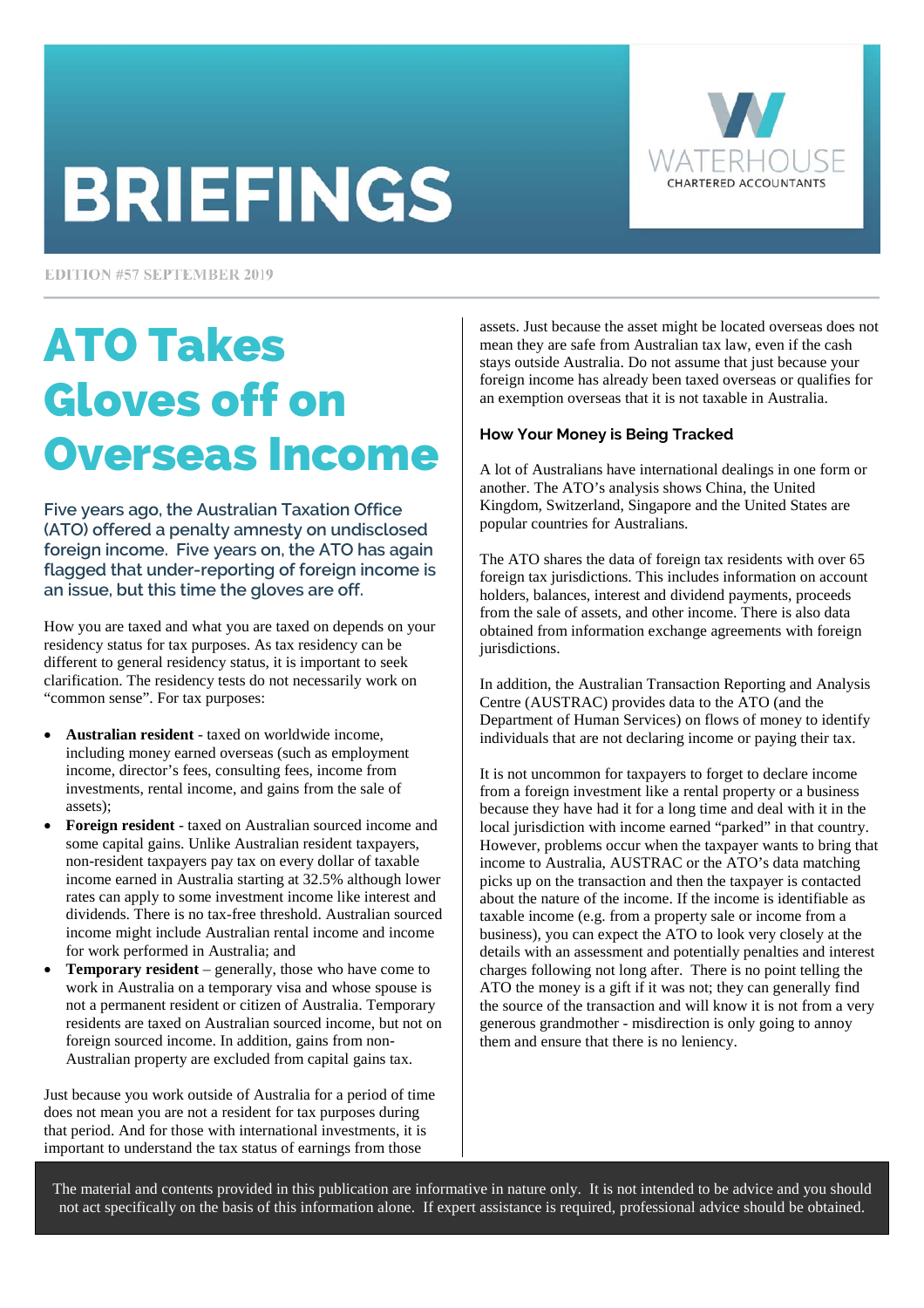# BRIEFINGS

WATERHOUSE CHARTERED ACCOUNTANTS

EDITION #57 SEPTEMBER 2019

# ATO Takes Gloves off on Overseas Income

**Five years ago, the Australian Taxation Office (ATO) offered a penalty amnesty on undisclosed foreign income. Five years on, the ATO has again flagged that under-reporting of foreign income is an issue, but this time the gloves are off.**

How you are taxed and what you are taxed on depends on your residency status for tax purposes. As tax residency can be different to general residency status, it is important to seek clarification. The residency tests do not necessarily work on "common sense". For tax purposes:

- **Australian resident** - taxed on worldwide income, including money earned overseas (such as employment income, director's fees, consulting fees, income from investments, rental income, and gains from the sale of assets);
- **Foreign resident** - taxed on Australian sourced income and some capital gains. Unlike Australian resident taxpayers, non-resident taxpayers pay tax on every dollar of taxable income earned in Australia starting at 32.5% although lower rates can apply to some investment income like interest and dividends. There is no tax-free threshold. Australian sourced income might include Australian rental income and income for work performed in Australia; and
- **Temporary resident** – generally, those who have come to work in Australia on a temporary visa and whose spouse is not a permanent resident or citizen of Australia. Temporary residents are taxed on Australian sourced income, but not on foreign sourced income. In addition, gains from non-Australian property are excluded from capital gains tax.

Just because you work outside of Australia for a period of time does not mean you are not a resident for tax purposes during that period. And for those with international investments, it is important to understand the tax status of earnings from those assets. Just because the asset might be located overseas does not mean they are safe from Australian tax law, even if the cash stays outside Australia. Do not assume that just because your foreign income has already been taxed overseas or qualifies for an exemption overseas that it is not taxable in Australia.

### How Your Money is Being Tracked

A lot of Australians have international dealings in one form or another. The ATO's analysis shows China, the United Kingdom, Switzerland, Singapore and the United States are popular countries for Australians.

The ATO shares the data of foreign tax residents with over 65 foreign tax jurisdictions. This includes information on account holders, balances, interest and dividend payments, proceeds from the sale of assets, and other income. There is also data obtained from information exchange agreements with foreign jurisdictions.

In addition, the Australian Transaction Reporting and Analysis Centre (AUSTRAC) provides data to the ATO (and the Department of Human Services) on flows of money to identify individuals that are not declaring income or paying their tax.

It is not uncommon for taxpayers to forget to declare income from a foreign investment like a rental property or a business because they have had it for a long time and deal with it in the local jurisdiction with income earned "parked" in that country. However, problems occur when the taxpayer wants to bring that income to Australia, AUSTRAC or the ATO's data matching picks up on the transaction and then the taxpayer is contacted about the nature of the income. If the income is identifiable as taxable income (e.g. from a property sale or income from a business), you can expect the ATO to look very closely at the details with an assessment and potentially penalties and interest charges following not long after. There is no point telling the ATO the money is a gift if it was not; they can generally find the source of the transaction and will know it is not from a very generous grandmother - misdirection is only going to annoy them and ensure that there is no leniency.

The material and contents provided in this publication are informative in nature only. It is not intended to be advice and you should not act specifically on the basis of this information alone. If expert assistance is required, professional advice should be obtained.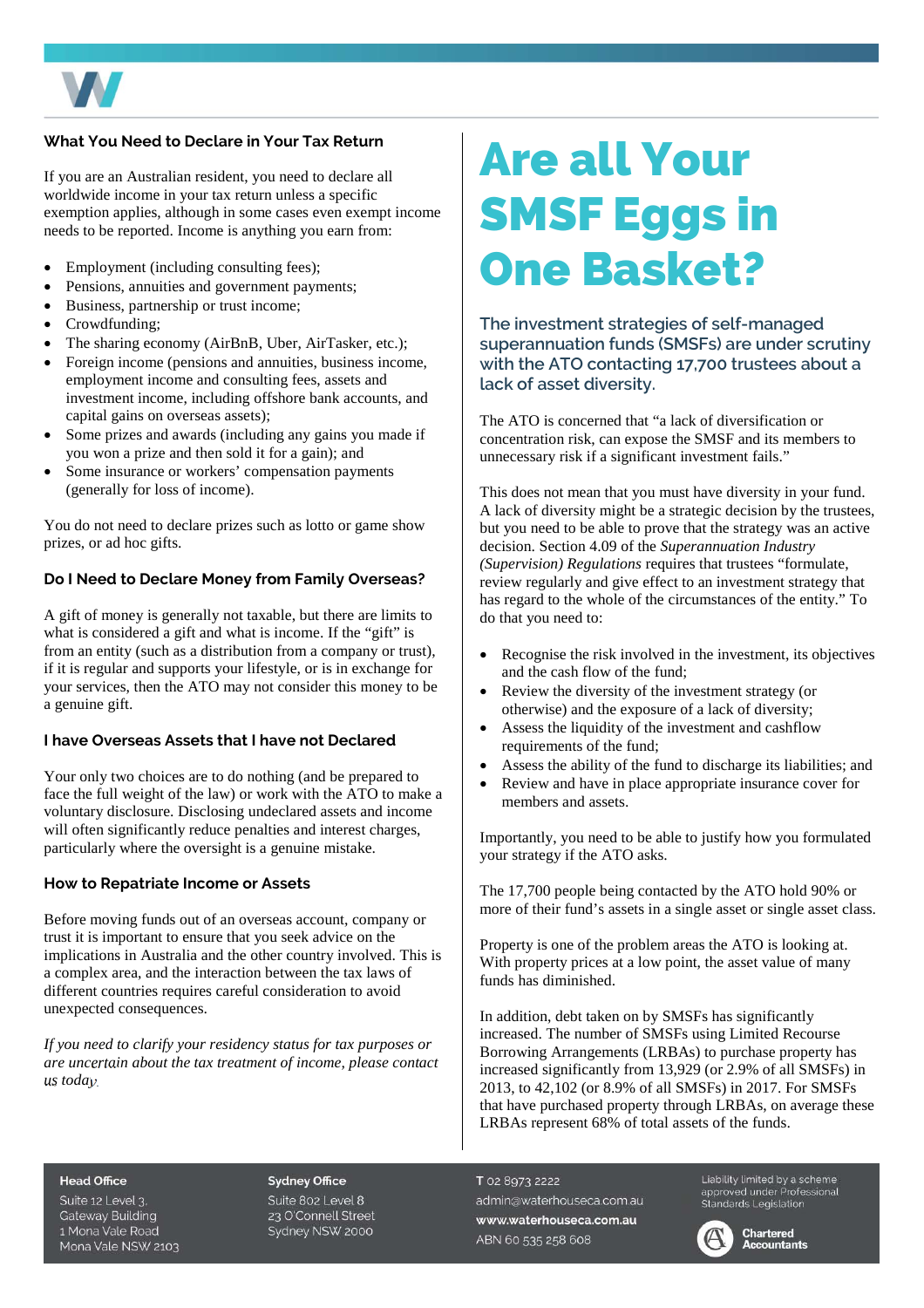### What You Need to Declare in Your Tax Return

If you are an Australian resident, you need to declare all worldwide income in your tax return unless a specific exemption applies, although in some cases even exempt income needs to be reported. Income is anything you earn from:

- Employment (including consulting fees);
- Pensions, annuities and government payments;
- Business, partnership or trust income;
- Crowdfunding;
- The sharing economy (AirBnB, Uber, AirTasker, etc.);
- Foreign income (pensions and annuities, business income, employment income and consulting fees, assets and investment income, including offshore bank accounts, and capital gains on overseas assets);
- Some prizes and awards (including any gains you made if you won a prize and then sold it for a gain); and
- Some insurance or workers' compensation payments (generally for loss of income).

You do not need to declare prizes such as lotto or game show prizes, or ad hoc gifts.

### Do I Need to Declare Money from Family Overseas?

A gift of money is generally not taxable, but there are limits to what is considered a gift and what is income. If the "gift" is from an entity (such as a distribution from a company or trust), if it is regular and supports your lifestyle, or is in exchange for your services, then the ATO may not consider this money to be a genuine gift.

### I have Overseas Assets that I have not Declared

Your only two choices are to do nothing (and be prepared to face the full weight of the law) or work with the ATO to make a voluntary disclosure. Disclosing undeclared assets and income will often significantly reduce penalties and interest charges, particularly where the oversight is a genuine mistake.

### How to Repatriate Income or Assets

Before moving funds out of an overseas account, company or trust it is important to ensure that you seek advice on the implications in Australia and the other country involved. This is a complex area, and the interaction between the tax laws of different countries requires careful consideration to avoid unexpected consequences.

*If you need to clarify your residency status for tax purposes or are uncertain about the tax treatment of income, please contact us today.*

# Are all Your SMSF Eggs in One Basket?

## The investment strategies of self-managed superannuation funds (SMSFs) are under scrutiny with the ATO contacting 17,700 trustees about a lack of asset diversity.

The ATO is concerned that "a lack of diversification or concentration risk, can expose the SMSF and its members to unnecessary risk if a significant investment fails."

This does not mean that you must have diversity in your fund. A lack of diversity might be a strategic decision by the trustees, but you need to be able to prove that the strategy was an active decision. Section 4.09 of the *Superannuation Industry (Supervision) Regulations* requires that trustees "formulate, review regularly and give effect to an investment strategy that has regard to the whole of the circumstances of the entity." To do that you need to:

- Recognise the risk involved in the investment, its objectives and the cash flow of the fund;
- Review the diversity of the investment strategy (or otherwise) and the exposure of a lack of diversity;
- Assess the liquidity of the investment and cashflow requirements of the fund;
- Assess the ability of the fund to discharge its liabilities; and
- Review and have in place appropriate insurance cover for members and assets.

Importantly, you need to be able to justify how you formulated your strategy if the ATO asks.

The 17,700 people being contacted by the ATO hold 90% or more of their fund's assets in a single asset or single asset class.

Property is one of the problem areas the ATO is looking at. With property prices at a low point, the asset value of many funds has diminished.

In addition, debt taken on by SMSFs has significantly increased. The number of SMSFs using Limited Recourse Borrowing Arrangements (LRBAs) to purchase property has increased significantly from 13,929 (or 2.9% of all SMSFs) in 2013, to 42,102 (or 8.9% of all SMSFs) in 2017. For SMSFs that have purchased property through LRBAs, on average these LRBAs represent 68% of total assets of the funds.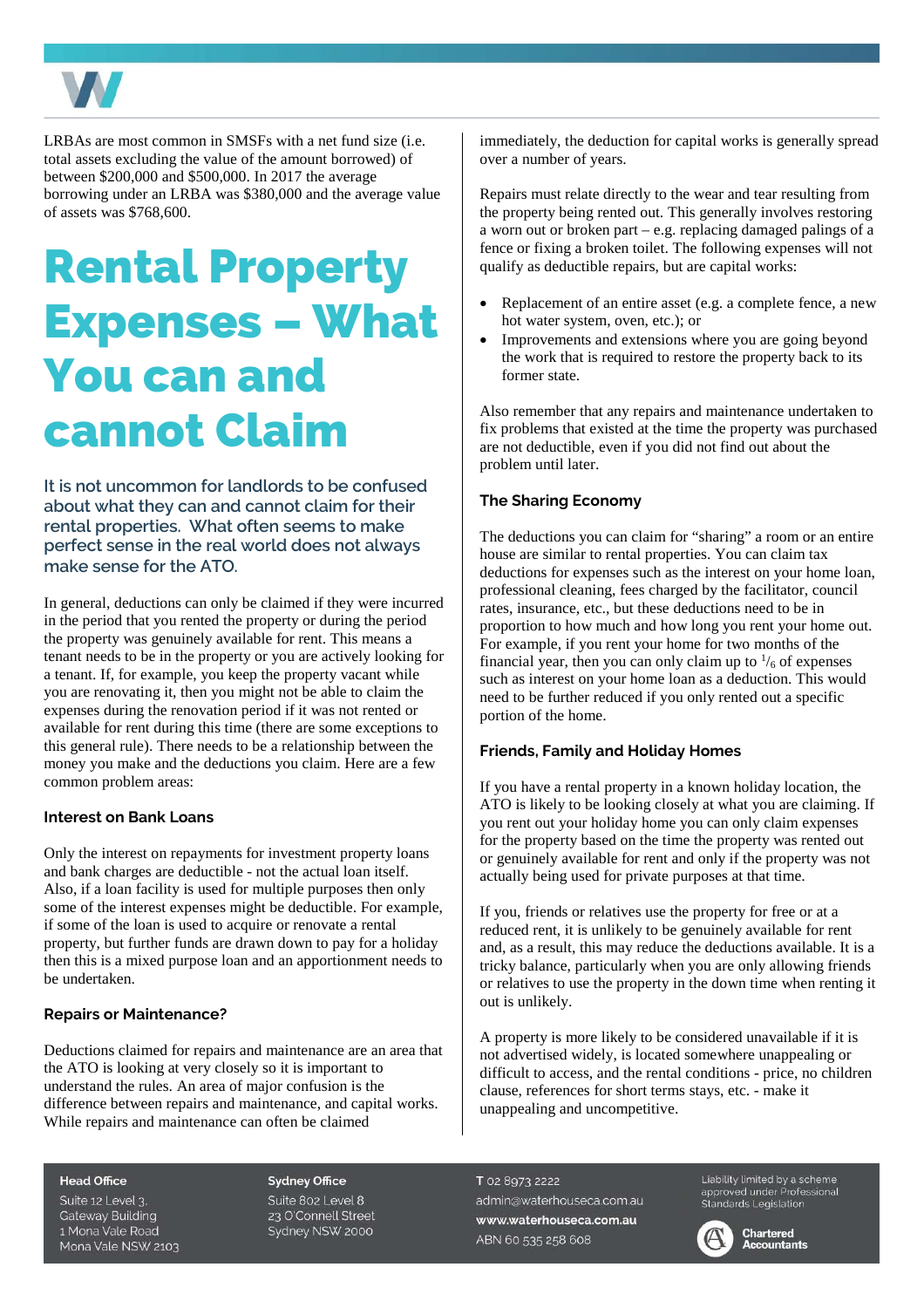LRBAs are most common in SMSFs with a net fund size (i.e. total assets excluding the value of the amount borrowed) of between $200,000 and $500,000. In 2017 the average borrowing under an LRBA was $380,000 and the average value of assets was $768,600.

# Rental Property Expenses – What You can and cannot Claim

It is not uncommon for landlords to be confused about what they can and cannot claim for their rental properties. What often seems to make perfect sense in the real world does not always make sense for the ATO.

In general, deductions can only be claimed if they were incurred in the period that you rented the property or during the period the property was genuinely available for rent. This means a tenant needs to be in the property or you are actively looking for a tenant. If, for example, you keep the property vacant while you are renovating it, then you might not be able to claim the expenses during the renovation period if it was not rented or available for rent during this time (there are some exceptions to this general rule). There needs to be a relationship between the money you make and the deductions you claim. Here are a few common problem areas:

### Interest on Bank Loans

Only the interest on repayments for investment property loans and bank charges are deductible - not the actual loan itself. Also, if a loan facility is used for multiple purposes then only some of the interest expenses might be deductible. For example, if some of the loan is used to acquire or renovate a rental property, but further funds are drawn down to pay for a holiday then this is a mixed purpose loan and an apportionment needs to be undertaken.

### Repairs or Maintenance?

Deductions claimed for repairs and maintenance are an area that the ATO is looking at very closely so it is important to understand the rules. An area of major confusion is the difference between repairs and maintenance, and capital works. While repairs and maintenance can often be claimed immediately, the deduction for capital works is generally spread over a number of years.

Repairs must relate directly to the wear and tear resulting from the property being rented out. This generally involves restoring a worn out or broken part – e.g. replacing damaged palings of a fence or fixing a broken toilet. The following expenses will not qualify as deductible repairs, but are capital works:

- Replacement of an entire asset (e.g. a complete fence, a new hot water system, oven, etc.); or
- Improvements and extensions where you are going beyond the work that is required to restore the property back to its former state.

Also remember that any repairs and maintenance undertaken to fix problems that existed at the time the property was purchased are not deductible, even if you did not find out about the problem until later.

### The Sharing Economy

The deductions you can claim for "sharing" a room or an entire house are similar to rental properties. You can claim tax deductions for expenses such as the interest on your home loan, professional cleaning, fees charged by the facilitator, council rates, insurance, etc., but these deductions need to be in proportion to how much and how long you rent your home out. For example, if you rent your home for two months of the financial year, then you can only claim up to $^{1}/_{6}$ of expenses such as interest on your home loan as a deduction. This would need to be further reduced if you only rented out a specific portion of the home.

### Friends, Family and Holiday Homes

If you have a rental property in a known holiday location, the ATO is likely to be looking closely at what you are claiming. If you rent out your holiday home you can only claim expenses for the property based on the time the property was rented out or genuinely available for rent and only if the property was not actually being used for private purposes at that time.

If you, friends or relatives use the property for free or at a reduced rent, it is unlikely to be genuinely available for rent and, as a result, this may reduce the deductions available. It is a tricky balance, particularly when you are only allowing friends or relatives to use the property in the down time when renting it out is unlikely.

A property is more likely to be considered unavailable if it is not advertised widely, is located somewhere unappealing or difficult to access, and the rental conditions - price, no children clause, references for short terms stays, etc. - make it unappealing and uncompetitive.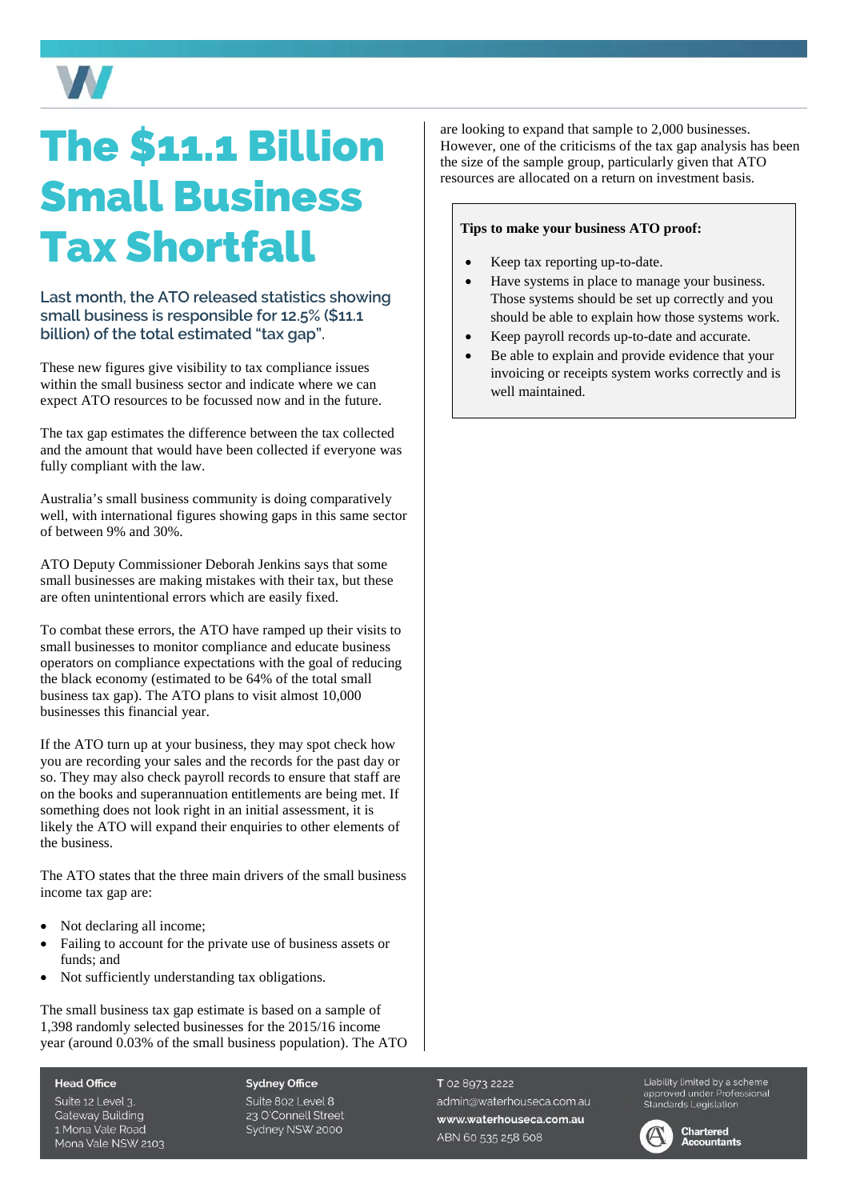# The $11.1 Billion Small Business Tax Shortfall

**Last month, the ATO released statistics showing small business is responsible for 12.5% ($11.1 billion) of the total estimated "tax gap".**

These new figures give visibility to tax compliance issues within the small business sector and indicate where we can expect ATO resources to be focussed now and in the future.

The tax gap estimates the difference between the tax collected and the amount that would have been collected if everyone was fully compliant with the law.

Australia's small business community is doing comparatively well, with international figures showing gaps in this same sector of between 9% and 30%.

ATO Deputy Commissioner Deborah Jenkins says that some small businesses are making mistakes with their tax, but these are often unintentional errors which are easily fixed.

To combat these errors, the ATO have ramped up their visits to small businesses to monitor compliance and educate business operators on compliance expectations with the goal of reducing the black economy (estimated to be 64% of the total small business tax gap). The ATO plans to visit almost 10,000 businesses this financial year.

If the ATO turn up at your business, they may spot check how you are recording your sales and the records for the past day or so. They may also check payroll records to ensure that staff are on the books and superannuation entitlements are being met. If something does not look right in an initial assessment, it is likely the ATO will expand their enquiries to other elements of the business.

The ATO states that the three main drivers of the small business income tax gap are:

- Not declaring all income;
- Failing to account for the private use of business assets or funds; and
- Not sufficiently understanding tax obligations.

The small business tax gap estimate is based on a sample of 1,398 randomly selected businesses for the 2015/16 income year (around 0.03% of the small business population). The ATO are looking to expand that sample to 2,000 businesses. However, one of the criticisms of the tax gap analysis has been the size of the sample group, particularly given that ATO resources are allocated on a return on investment basis.

**Tips to make your business ATO proof:**

- Keep tax reporting up-to-date.
- Have systems in place to manage your business. Those systems should be set up correctly and you should be able to explain how those systems work.
- Keep payroll records up-to-date and accurate.
- Be able to explain and provide evidence that your invoicing or receipts system works correctly and is well maintained.

**Head Office**
Suite 12 Level 3,
Gateway Building
1 Mona Vale Road
Mona Vale NSW 2103

**Sydney Office**
Suite 802 Level 8
23 O'Connell Street
Sydney NSW 2000

**T** 02 8973 2222
admin@waterhouseca.com.au
**www.waterhouseca.com.au**
ABN 60 535 258 608

Liability limited by a scheme approved under Professional Standards Legislation

Chartered Accountants